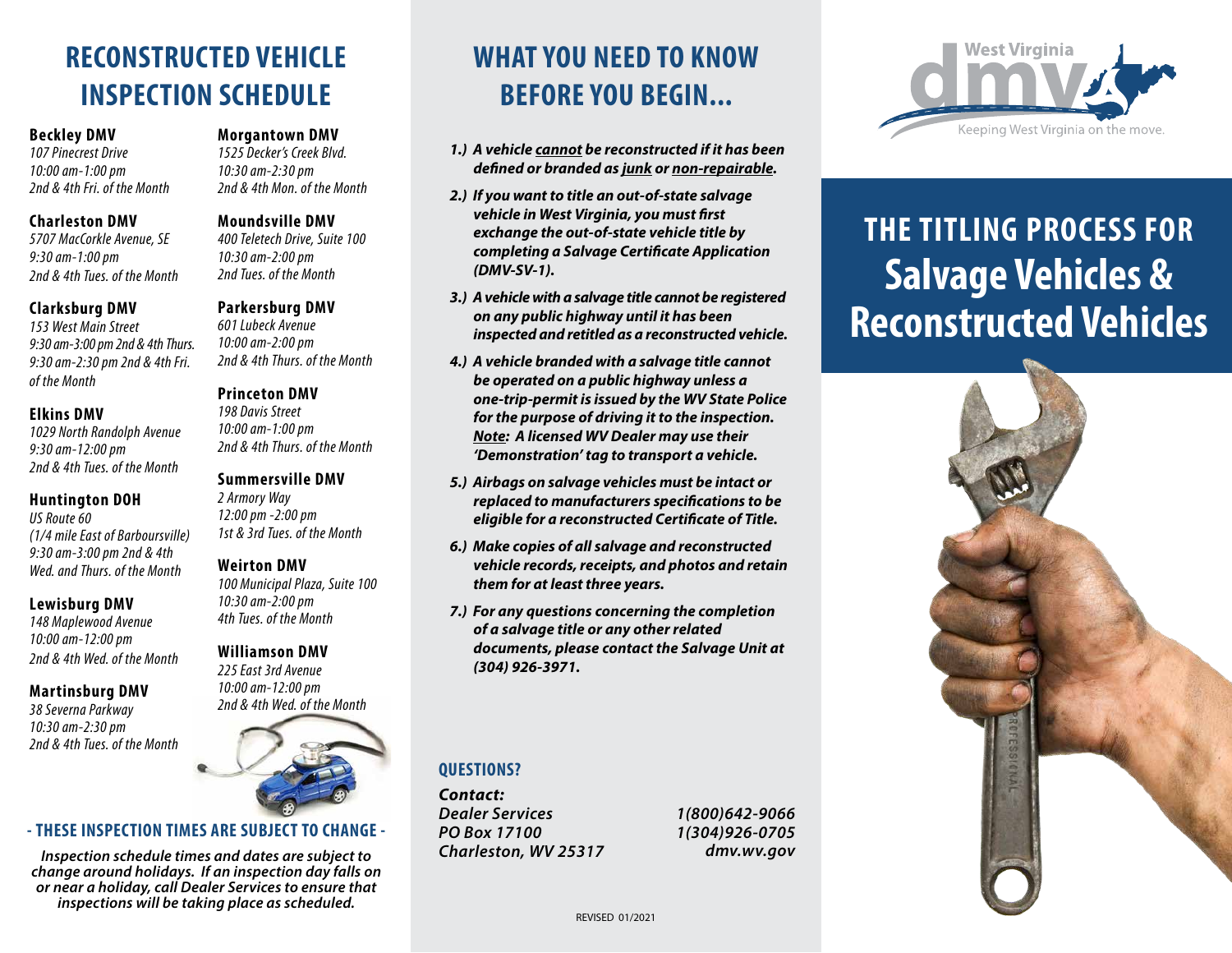# RECONSTRUCTED VEHICLE INSPECTION SCHEDULE

**Beckley DMV**
*107 Pinecrest Drive*
*10:00 am-1:00 pm*
*2nd & 4th Fri. of the Month*

**Charleston DMV**
*5707 MacCorkle Avenue, SE*
*9:30 am-1:00 pm*
*2nd & 4th Tues. of the Month*

**Clarksburg DMV**
*153 West Main Street*
*9:30 am-3:00 pm 2nd & 4th Thurs.*
*9:30 am-2:30 pm 2nd & 4th Fri. of the Month*

**Elkins DMV**
*1029 North Randolph Avenue*
*9:30 am-12:00 pm*
*2nd & 4th Tues. of the Month*

**Huntington DOH**
*US Route 60*
*(1/4 mile East of Barboursville)*
*9:30 am-3:00 pm 2nd & 4th Wed. and Thurs. of the Month*

**Lewisburg DMV**
*148 Maplewood Avenue*
*10:00 am-12:00 pm*
*2nd & 4th Wed. of the Month*

**Martinsburg DMV**
*38 Severna Parkway*
*10:30 am-2:30 pm*
*2nd & 4th Tues. of the Month*

**Morgantown DMV**
*1525 Decker's Creek Blvd.*
*10:30 am-2:30 pm*
*2nd & 4th Mon. of the Month*

**Moundsville DMV**
*400 Teletech Drive, Suite 100*
*10:30 am-2:00 pm*
*2nd Tues. of the Month*

**Parkersburg DMV**
*601 Lubeck Avenue*
*10:00 am-2:00 pm*
*2nd & 4th Thurs. of the Month*

**Princeton DMV**
*198 Davis Street*
*10:00 am-1:00 pm*
*2nd & 4th Thurs. of the Month*

**Summersville DMV**
*2 Armory Way*
*12:00 pm -2:00 pm*
*1st & 3rd Tues. of the Month*

**Weirton DMV**
*100 Municipal Plaza, Suite 100*
*10:30 am-2:00 pm*
*4th Tues. of the Month*

**Williamson DMV**
*225 East 3rd Avenue*
*10:00 am-12:00 pm*
*2nd & 4th Wed. of the Month*

**- THESE INSPECTION TIMES ARE SUBJECT TO CHANGE -**

***Inspection schedule times and dates are subject to change around holidays. If an inspection day falls on or near a holiday, call Dealer Services to ensure that inspections will be taking place as scheduled.***

# WHAT YOU NEED TO KNOW BEFORE YOU BEGIN...

1. ***A vehicle cannot be reconstructed if it has been defined or branded as junk or non-repairable.***
2. ***If you want to title an out-of-state salvage vehicle in West Virginia, you must first exchange the out-of-state vehicle title by completing a Salvage Certificate Application (DMV-SV-1).***
3. ***A vehicle with a salvage title cannot be registered on any public highway until it has been inspected and retitled as a reconstructed vehicle.***
4. ***A vehicle branded with a salvage title cannot be operated on a public highway unless a one-trip-permit is issued by the WV State Police for the purpose of driving it to the inspection. Note: A licensed WV Dealer may use their 'Demonstration' tag to transport a vehicle.***
5. ***Airbags on salvage vehicles must be intact or replaced to manufacturers specifications to be eligible for a reconstructed Certificate of Title.***
6. ***Make copies of all salvage and reconstructed vehicle records, receipts, and photos and retain them for at least three years.***
7. ***For any questions concerning the completion of a salvage title or any other related documents, please contact the Salvage Unit at (304) 926-3971.***

**QUESTIONS?**

***Contact:***
***Dealer Services***
***PO Box 17100***
***Charleston, WV 25317***

***1(800)642-9066***
***1(304)926-0705***
***dmv.wv.gov***

REVISED 01/2021

West Virginia dmv
Keeping West Virginia on the move.

# THE TITLING PROCESS FOR Salvage Vehicles & Reconstructed Vehicles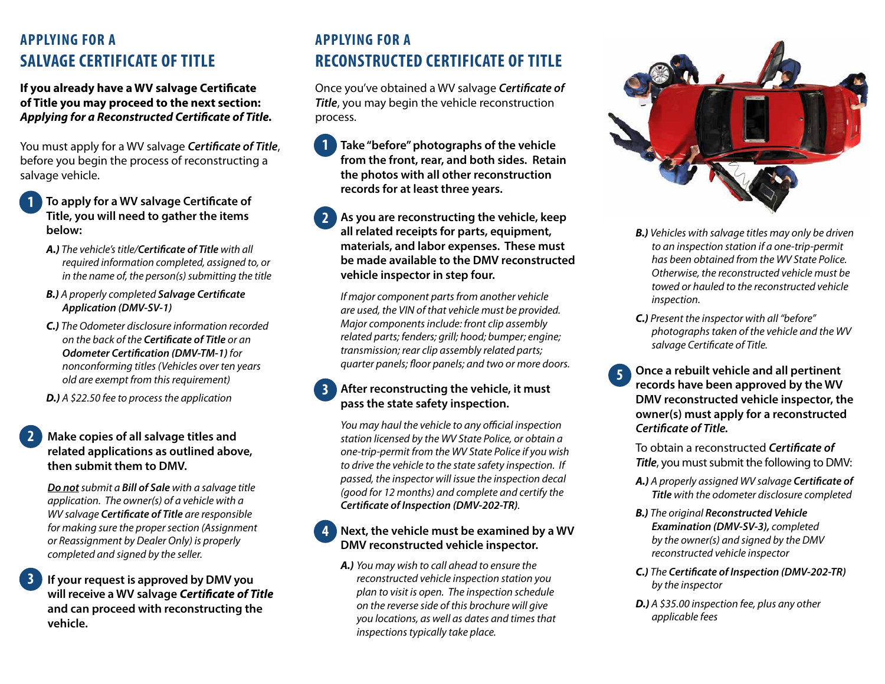## APPLYING FOR A SALVAGE CERTIFICATE OF TITLE

**If you already have a WV salvage Certificate of Title you may proceed to the next section: *Applying for a Reconstructed Certificate of Title.***

You must apply for a WV salvage ***Certificate of Title***, before you begin the process of reconstructing a salvage vehicle.

**1** **To apply for a WV salvage Certificate of Title, you will need to gather the items below:**

- ***A.)*** *The vehicle's title/**Certificate of Title** with all required information completed, assigned to, or in the name of, the person(s) submitting the title*
- ***B.)*** *A properly completed **Salvage Certificate Application (DMV-SV-1)***
- ***C.)*** *The Odometer disclosure information recorded on the back of the **Certificate of Title** or an **Odometer Certification (DMV-TM-1)** for nonconforming titles (Vehicles over ten years old are exempt from this requirement)*
- ***D.)*** *A $22.50 fee to process the application*

**2** **Make copies of all salvage titles and related applications as outlined above, then submit them to DMV.**

*__Do not__ submit a **Bill of Sale** with a salvage title application. The owner(s) of a vehicle with a WV salvage **Certificate of Title** are responsible for making sure the proper section (Assignment or Reassignment by Dealer Only) is properly completed and signed by the seller.*

**3** **If your request is approved by DMV you will receive a WV salvage *Certificate of Title* and can proceed with reconstructing the vehicle.**

## APPLYING FOR A RECONSTRUCTED CERTIFICATE OF TITLE

Once you've obtained a WV salvage ***Certificate of Title***, you may begin the vehicle reconstruction process.

**1** **Take "before" photographs of the vehicle from the front, rear, and both sides. Retain the photos with all other reconstruction records for at least three years.**

**2** **As you are reconstructing the vehicle, keep all related receipts for parts, equipment, materials, and labor expenses. These must be made available to the DMV reconstructed vehicle inspector in step four.**

*If major component parts from another vehicle are used, the VIN of that vehicle must be provided. Major components include: front clip assembly related parts; fenders; grill; hood; bumper; engine; transmission; rear clip assembly related parts; quarter panels; floor panels; and two or more doors.*

**3** **After reconstructing the vehicle, it must pass the state safety inspection.**

*You may haul the vehicle to any official inspection station licensed by the WV State Police, or obtain a one-trip-permit from the WV State Police if you wish to drive the vehicle to the state safety inspection. If passed, the inspector will issue the inspection decal (good for 12 months) and complete and certify the **Certificate of Inspection (DMV-202-TR)**.*

**4** **Next, the vehicle must be examined by a WV DMV reconstructed vehicle inspector.**

- ***A.)*** *You may wish to call ahead to ensure the reconstructed vehicle inspection station you plan to visit is open. The inspection schedule on the reverse side of this brochure will give you locations, as well as dates and times that inspections typically take place.*
- ***B.)*** *Vehicles with salvage titles may only be driven to an inspection station if a one-trip-permit has been obtained from the WV State Police. Otherwise, the reconstructed vehicle must be towed or hauled to the reconstructed vehicle inspection.*
- ***C.)*** *Present the inspector with all "before" photographs taken of the vehicle and the WV salvage Certificate of Title.*

**5** **Once a rebuilt vehicle and all pertinent records have been approved by the WV DMV reconstructed vehicle inspector, the owner(s) must apply for a reconstructed *Certificate of Title.***

To obtain a reconstructed ***Certificate of Title***, you must submit the following to DMV:

- ***A.)*** *A properly assigned WV salvage **Certificate of Title** with the odometer disclosure completed*
- ***B.)*** *The original **Reconstructed Vehicle Examination (DMV-SV-3),** completed by the owner(s) and signed by the DMV reconstructed vehicle inspector*
- ***C.)*** *The **Certificate of Inspection (DMV-202-TR)** by the inspector*
- ***D.)*** *A $35.00 inspection fee, plus any other applicable fees*